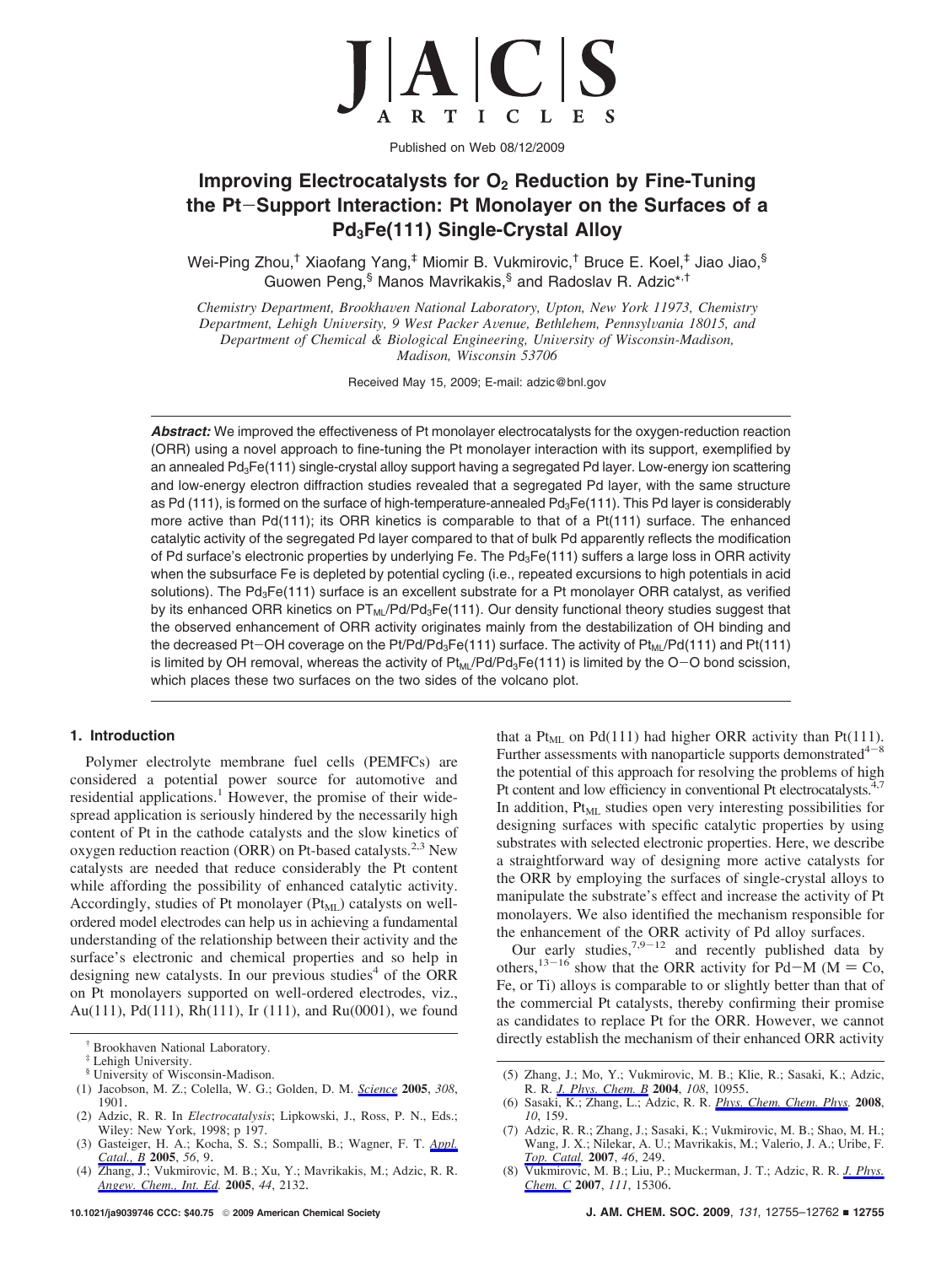Published on Web 08/12/2009

# Improving Electrocatalysts for $O_2$ Reduction by Fine-Tuning the Pt–Support Interaction: Pt Monolayer on the Surfaces of a $Pd_3Fe(111)$ Single-Crystal Alloy

Wei-Ping Zhou,[†] Xiaofang Yang,[‡] Miomir B. Vukmirovic,[†] Bruce E. Koel,[‡] Jiao Jiao,[§] Guowen Peng,[§] Manos Mavrikakis,[§] and Radoslav R. Adzic*[,†]

*Chemistry Department, Brookhaven National Laboratory, Upton, New York 11973, Chemistry Department, Lehigh University, 9 West Packer Avenue, Bethlehem, Pennsylvania 18015, and Department of Chemical & Biological Engineering, University of Wisconsin-Madison, Madison, Wisconsin 53706*

Received May 15, 2009; E-mail: adzic@bnl.gov

***Abstract:*** We improved the effectiveness of Pt monolayer electrocatalysts for the oxygen-reduction reaction (ORR) using a novel approach to fine-tuning the Pt monolayer interaction with its support, exemplified by an annealed $Pd_3Fe(111)$ single-crystal alloy support having a segregated Pd layer. Low-energy ion scattering and low-energy electron diffraction studies revealed that a segregated Pd layer, with the same structure as Pd (111), is formed on the surface of high-temperature-annealed $Pd_3Fe(111)$. This Pd layer is considerably more active than Pd(111); its ORR kinetics is comparable to that of a Pt(111) surface. The enhanced catalytic activity of the segregated Pd layer compared to that of bulk Pd apparently reflects the modification of Pd surface's electronic properties by underlying Fe. The $Pd_3Fe(111)$ suffers a large loss in ORR activity when the subsurface Fe is depleted by potential cycling (i.e., repeated excursions to high potentials in acid solutions). The $Pd_3Fe(111)$ surface is an excellent substrate for a Pt monolayer ORR catalyst, as verified by its enhanced ORR kinetics on $PT_{ML}/Pd/Pd_3Fe(111)$. Our density functional theory studies suggest that the observed enhancement of ORR activity originates mainly from the destabilization of OH binding and the decreased Pt–OH coverage on the $Pt/Pd/Pd_3Fe(111)$ surface. The activity of $Pt_{ML}/Pd(111)$ and Pt(111) is limited by OH removal, whereas the activity of $Pt_{ML}/Pd/Pd_3Fe(111)$ is limited by the O–O bond scission, which places these two surfaces on the two sides of the volcano plot.

## 1. Introduction

Polymer electrolyte membrane fuel cells (PEMFCs) are considered a potential power source for automotive and residential applications.[1] However, the promise of their widespread application is seriously hindered by the necessarily high content of Pt in the cathode catalysts and the slow kinetics of oxygen reduction reaction (ORR) on Pt-based catalysts.[2,3] New catalysts are needed that reduce considerably the Pt content while affording the possibility of enhanced catalytic activity. Accordingly, studies of Pt monolayer ($Pt_{ML}$) catalysts on well-ordered model electrodes can help us in achieving a fundamental understanding of the relationship between their activity and the surface's electronic and chemical properties and so help in designing new catalysts. In our previous studies[4] of the ORR on Pt monolayers supported on well-ordered electrodes, viz., Au(111), Pd(111), Rh(111), Ir (111), and Ru(0001), we found that a $Pt_{ML}$ on Pd(111) had higher ORR activity than Pt(111). Further assessments with nanoparticle supports demonstrated[4–8] the potential of this approach for resolving the problems of high Pt content and low efficiency in conventional Pt electrocatalysts.[4,7] In addition, $Pt_{ML}$ studies open very interesting possibilities for designing surfaces with specific catalytic properties by using substrates with selected electronic properties. Here, we describe a straightforward way of designing more active catalysts for the ORR by employing the surfaces of single-crystal alloys to manipulate the substrate's effect and increase the activity of Pt monolayers. We also identified the mechanism responsible for the enhancement of the ORR activity of Pd alloy surfaces.

Our early studies,[7,9–12] and recently published data by others,[13–16] show that the ORR activity for Pd–M (M = Co, Fe, or Ti) alloys is comparable to or slightly better than that of the commercial Pt catalysts, thereby confirming their promise as candidates to replace Pt for the ORR. However, we cannot directly establish the mechanism of their enhanced ORR activity

[†] Brookhaven National Laboratory.
[‡] Lehigh University.
[§] University of Wisconsin-Madison.

(1) Jacobson, M. Z.; Colella, W. G.; Golden, D. M. *Science* **2005**, *308*, 1901.
(2) Adzic, R. R. In *Electrocatalysis*; Lipkowski, J., Ross, P. N., Eds.; Wiley: New York, 1998; p 197.
(3) Gasteiger, H. A.; Kocha, S. S.; Sompalli, B.; Wagner, F. T. *Appl. Catal., B* **2005**, *56*, 9.
(4) Zhang, J.; Vukmirovic, M. B.; Xu, Y.; Mavrikakis, M.; Adzic, R. R. *Angew. Chem., Int. Ed.* **2005**, *44*, 2132.
(5) Zhang, J.; Mo, Y.; Vukmirovic, M. B.; Klie, R.; Sasaki, K.; Adzic, R. R. *J. Phys. Chem. B* **2004**, *108*, 10955.
(6) Sasaki, K.; Zhang, L.; Adzic, R. R. *Phys. Chem. Chem. Phys.* **2008**, *10*, 159.
(7) Adzic, R. R.; Zhang, J.; Sasaki, K.; Vukmirovic, M. B.; Shao, M. H.; Wang, J. X.; Nilekar, A. U.; Mavrikakis, M.; Valerio, J. A.; Uribe, F. *Top. Catal.* **2007**, *46*, 249.
(8) Vukmirovic, M. B.; Liu, P.; Muckerman, J. T.; Adzic, R. R. *J. Phys. Chem. C* **2007**, *111*, 15306.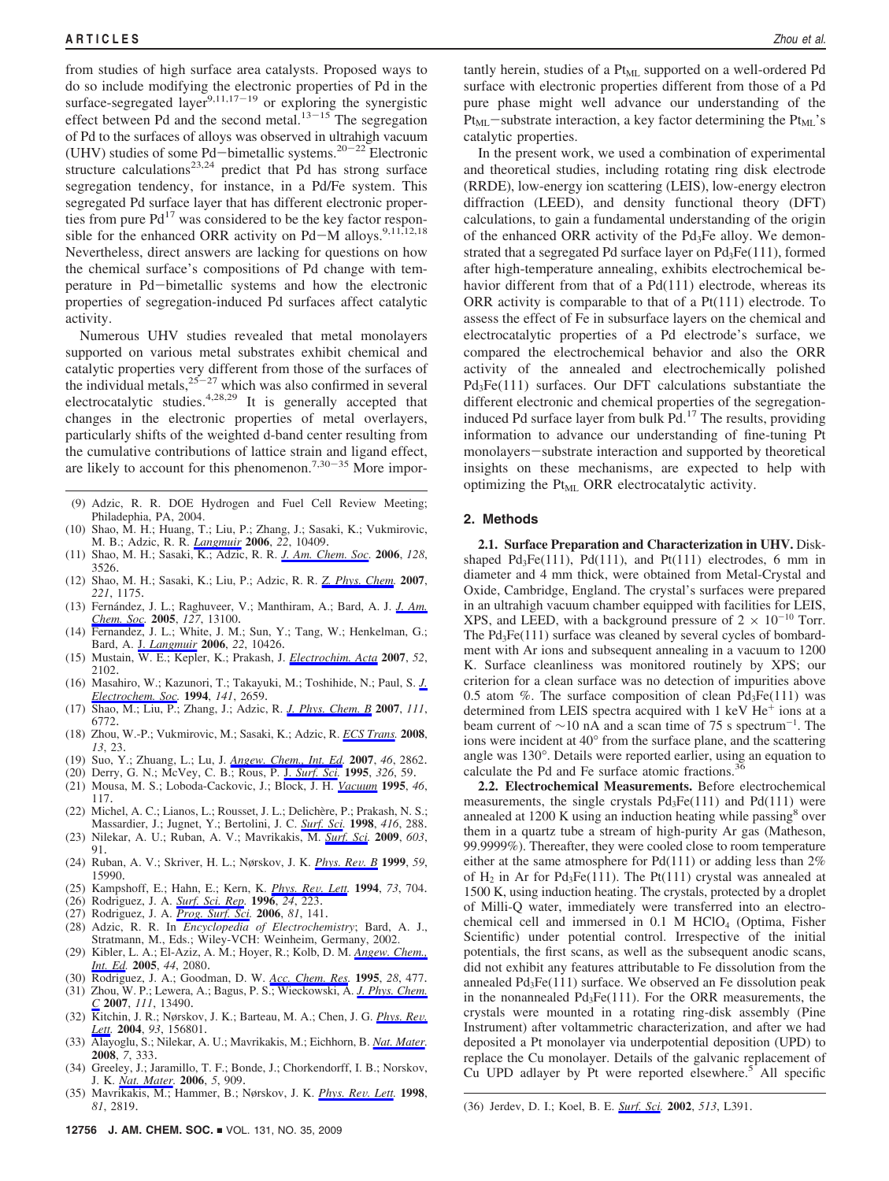from studies of high surface area catalysts. Proposed ways to do so include modifying the electronic properties of Pd in the surface-segregated layer[9,11,17-19] or exploring the synergistic effect between Pd and the second metal.[13-15] The segregation of Pd to the surfaces of alloys was observed in ultrahigh vacuum (UHV) studies of some Pd−bimetallic systems.[20-22] Electronic structure calculations[23,24] predict that Pd has strong surface segregation tendency, for instance, in a Pd/Fe system. This segregated Pd surface layer that has different electronic properties from pure Pd[17] was considered to be the key factor responsible for the enhanced ORR activity on Pd−M alloys.[9,11,12,18] Nevertheless, direct answers are lacking for questions on how the chemical surface's compositions of Pd change with temperature in Pd−bimetallic systems and how the electronic properties of segregation-induced Pd surfaces affect catalytic activity.

Numerous UHV studies revealed that metal monolayers supported on various metal substrates exhibit chemical and catalytic properties very different from those of the surfaces of the individual metals,[25-27] which was also confirmed in several electrocatalytic studies.[4,28,29] It is generally accepted that changes in the electronic properties of metal overlayers, particularly shifts of the weighted d-band center resulting from the cumulative contributions of lattice strain and ligand effect, are likely to account for this phenomenon.[7,30-35] More importantly herein, studies of a $Pt_{ML}$ supported on a well-ordered Pd surface with electronic properties different from those of a Pd pure phase might well advance our understanding of the $Pt_{ML}$−substrate interaction, a key factor determining the $Pt_{ML}$'s catalytic properties.

In the present work, we used a combination of experimental and theoretical studies, including rotating ring disk electrode (RRDE), low-energy ion scattering (LEIS), low-energy electron diffraction (LEED), and density functional theory (DFT) calculations, to gain a fundamental understanding of the origin of the enhanced ORR activity of the $Pd_3Fe$ alloy. We demonstrated that a segregated Pd surface layer on $Pd_3Fe(111)$, formed after high-temperature annealing, exhibits electrochemical behavior different from that of a Pd(111) electrode, whereas its ORR activity is comparable to that of a Pt(111) electrode. To assess the effect of Fe in subsurface layers on the chemical and electrocatalytic properties of a Pd electrode's surface, we compared the electrochemical behavior and also the ORR activity of the annealed and electrochemically polished $Pd_3Fe(111)$ surfaces. Our DFT calculations substantiate the different electronic and chemical properties of the segregation-induced Pd surface layer from bulk Pd.[17] The results, providing information to advance our understanding of fine-tuning Pt monolayers−substrate interaction and supported by theoretical insights on these mechanisms, are expected to help with optimizing the $Pt_{ML}$ ORR electrocatalytic activity.

## 2. Methods

**2.1. Surface Preparation and Characterization in UHV.** Disk-shaped $Pd_3Fe(111)$, Pd(111), and Pt(111) electrodes, 6 mm in diameter and 4 mm thick, were obtained from Metal-Crystal and Oxide, Cambridge, England. The crystal's surfaces were prepared in an ultrahigh vacuum chamber equipped with facilities for LEIS, XPS, and LEED, with a background pressure of $2 \times 10^{-10}$ Torr. The $Pd_3Fe(111)$ surface was cleaned by several cycles of bombardment with Ar ions and subsequent annealing in a vacuum to 1200 K. Surface cleanliness was monitored routinely by XPS; our criterion for a clean surface was no detection of impurities above 0.5 atom %. The surface composition of clean $Pd_3Fe(111)$ was determined from LEIS spectra acquired with 1 keV $He^+$ ions at a beam current of ~10 nA and a scan time of 75 s spectrum$^{-1}$. The ions were incident at 40° from the surface plane, and the scattering angle was 130°. Details were reported earlier, using an equation to calculate the Pd and Fe surface atomic fractions.[36]

**2.2. Electrochemical Measurements.** Before electrochemical measurements, the single crystals $Pd_3Fe(111)$ and Pd(111) were annealed at 1200 K using an induction heating while passing[8] over them in a quartz tube a stream of high-purity Ar gas (Matheson, 99.9999%). Thereafter, they were cooled close to room temperature either at the same atmosphere for Pd(111) or adding less than 2% of $H_2$ in Ar for $Pd_3Fe(111)$. The Pt(111) crystal was annealed at 1500 K, using induction heating. The crystals, protected by a droplet of Milli-Q water, immediately were transferred into an electrochemical cell and immersed in 0.1 M $HClO_4$ (Optima, Fisher Scientific) under potential control. Irrespective of the initial potentials, the first scans, as well as the subsequent anodic scans, did not exhibit any features attributable to Fe dissolution from the annealed $Pd_3Fe(111)$ surface. We observed an Fe dissolution peak in the nonannealed $Pd_3Fe(111)$. For the RRDE measurements, the crystals were mounted in a rotating ring-disk assembly (Pine Instrument) after voltammetric characterization, and after we had deposited a Pt monolayer via underpotential deposition (UPD) to replace the Cu monolayer. Details of the galvanic replacement of Cu UPD adlayer by Pt were reported elsewhere.[5] All specific

(9) Adzic, R. R. DOE Hydrogen and Fuel Cell Review Meeting; Philadephia, PA, 2004.
(10) Shao, M. H.; Huang, T.; Liu, P.; Zhang, J.; Sasaki, K.; Vukmirovic, M. B.; Adzic, R. R. *Langmuir* **2006**, *22*, 10409.
(11) Shao, M. H.; Sasaki, K.; Adzic, R. R. *J. Am. Chem. Soc.* **2006**, *128*, 3526.
(12) Shao, M. H.; Sasaki, K.; Liu, P.; Adzic, R. R. *Z. Phys. Chem.* **2007**, *221*, 1175.
(13) Fernández, J. L.; Raghuveer, V.; Manthiram, A.; Bard, A. J. *J. Am. Chem. Soc.* **2005**, *127*, 13100.
(14) Fernandez, J. L.; White, J. M.; Sun, Y.; Tang, W.; Henkelman, G.; Bard, A. J. *Langmuir* **2006**, *22*, 10426.
(15) Mustain, W. E.; Kepler, K.; Prakash, J. *Electrochim. Acta* **2007**, *52*, 2102.
(16) Masahiro, W.; Kazunori, T.; Takayuki, M.; Toshihide, N.; Paul, S. *J. Electrochem. Soc.* **1994**, *141*, 2659.
(17) Shao, M.; Liu, P.; Zhang, J.; Adzic, R. *J. Phys. Chem. B* **2007**, *111*, 6772.
(18) Zhou, W.-P.; Vukmirovic, M.; Sasaki, K.; Adzic, R. *ECS Trans.* **2008**, *13*, 23.
(19) Suo, Y.; Zhuang, L.; Lu, J. *Angew. Chem., Int. Ed.* **2007**, *46*, 2862.
(20) Derry, G. N.; McVey, C. B.; Rous, P. J. *Surf. Sci.* **1995**, *326*, 59.
(21) Mousa, M. S.; Loboda-Cackovic, J.; Block, J. H. *Vacuum* **1995**, *46*, 117.
(22) Michel, A. C.; Lianos, L.; Rousset, J. L.; Delichère, P.; Prakash, N. S.; Massardier, J.; Jugnet, Y.; Bertolini, J. C. *Surf. Sci.* **1998**, *416*, 288.
(23) Nilekar, A. U.; Ruban, A. V.; Mavrikakis, M. *Surf. Sci.* **2009**, *603*, 91.
(24) Ruban, A. V.; Skriver, H. L.; Nørskov, J. K. *Phys. Rev. B* **1999**, *59*, 15990.
(25) Kampshoff, E.; Hahn, E.; Kern, K. *Phys. Rev. Lett.* **1994**, *73*, 704.
(26) Rodriguez, J. A. *Surf. Sci. Rep.* **1996**, *24*, 223.
(27) Rodriguez, J. A. *Prog. Surf. Sci.* **2006**, *81*, 141.
(28) Adzic, R. R. In *Encyclopedia of Electrochemistry*; Bard, A. J., Stratmann, M., Eds.; Wiley-VCH: Weinheim, Germany, 2002.
(29) Kibler, L. A.; El-Aziz, A. M.; Hoyer, R.; Kolb, D. M. *Angew. Chem., Int. Ed.* **2005**, *44*, 2080.
(30) Rodriguez, J. A.; Goodman, D. W. *Acc. Chem. Res.* **1995**, *28*, 477.
(31) Zhou, W. P.; Lewera, A.; Bagus, P. S.; Wieckowski, A. *J. Phys. Chem. C* **2007**, *111*, 13490.
(32) Kitchin, J. R.; Nørskov, J. K.; Barteau, M. A.; Chen, J. G. *Phys. Rev. Lett.* **2004**, *93*, 156801.
(33) Alayoglu, S.; Nilekar, A. U.; Mavrikakis, M.; Eichhorn, B. *Nat. Mater.* **2008**, *7*, 333.
(34) Greeley, J.; Jaramillo, T. F.; Bonde, J.; Chorkendorff, I. B.; Norskov, J. K. *Nat. Mater.* **2006**, *5*, 909.
(35) Mavrikakis, M.; Hammer, B.; Nørskov, J. K. *Phys. Rev. Lett.* **1998**, *81*, 2819.
(36) Jerdev, D. I.; Koel, B. E. *Surf. Sci.* **2002**, *513*, L391.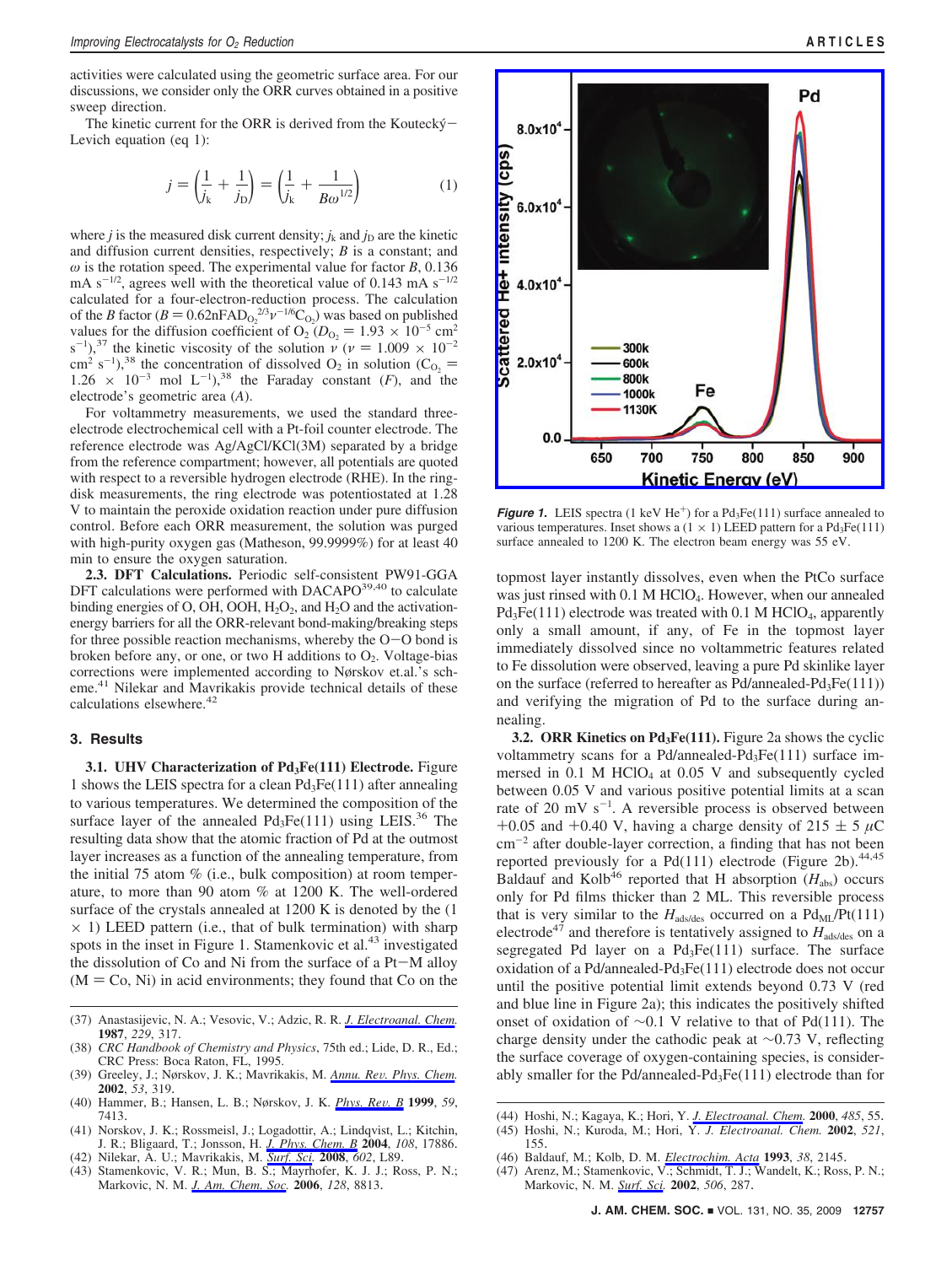activities were calculated using the geometric surface area. For our discussions, we consider only the ORR curves obtained in a positive sweep direction.

The kinetic current for the ORR is derived from the Koutecký–Levich equation (eq 1):

$$j = \left(\frac{1}{j_k} + \frac{1}{j_D}\right) = \left(\frac{1}{j_k} + \frac{1}{B\omega^{1/2}}\right) \tag{1}$$

where $j$ is the measured disk current density; $j_k$ and $j_D$ are the kinetic and diffusion current densities, respectively; $B$ is a constant; and $\omega$ is the rotation speed. The experimental value for factor $B$, 0.136 mA s$^{-1/2}$, agrees well with the theoretical value of 0.143 mA s$^{-1/2}$ calculated for a four-electron-reduction process. The calculation of the $B$ factor ($B = 0.62nFAD_{O_2}^{2/3}\nu^{-1/6}C_{O_2}$) was based on published values for the diffusion coefficient of $O_2$ ($D_{O_2} = 1.93 \times 10^{-5}$ cm$^2$ s$^{-1}$),[37] the kinetic viscosity of the solution $\nu$ ($\nu = 1.009 \times 10^{-2}$ cm$^2$ s$^{-1}$),[38] the concentration of dissolved $O_2$ in solution ($C_{O_2} = 1.26 \times 10^{-3}$ mol L$^{-1}$),[38] the Faraday constant ($F$), and the electrode's geometric area ($A$).

For voltammetry measurements, we used the standard three-electrode electrochemical cell with a Pt-foil counter electrode. The reference electrode was Ag/AgCl/KCl(3M) separated by a bridge from the reference compartment; however, all potentials are quoted with respect to a reversible hydrogen electrode (RHE). In the ring-disk measurements, the ring electrode was potentiostated at 1.28 V to maintain the peroxide oxidation reaction under pure diffusion control. Before each ORR measurement, the solution was purged with high-purity oxygen gas (Matheson, 99.9999%) for at least 40 min to ensure the oxygen saturation.

**2.3. DFT Calculations.** Periodic self-consistent PW91-GGA DFT calculations were performed with DACAPO[39,40] to calculate binding energies of O, OH, OOH, $H_2O_2$, and $H_2O$ and the activation-energy barriers for all the ORR-relevant bond-making/breaking steps for three possible reaction mechanisms, whereby the O–O bond is broken before any, or one, or two H additions to $O_2$. Voltage-bias corrections were implemented according to Nørskov et.al.'s scheme.[41] Nilekar and Mavrikakis provide technical details of these calculations elsewhere.[42]

## 3. Results

**3.1. UHV Characterization of $Pd_3Fe(111)$ Electrode.** Figure 1 shows the LEIS spectra for a clean $Pd_3Fe(111)$ after annealing to various temperatures. We determined the composition of the surface layer of the annealed $Pd_3Fe(111)$ using LEIS.[36] The resulting data show that the atomic fraction of Pd at the outmost layer increases as a function of the annealing temperature, from the initial 75 atom % (i.e., bulk composition) at room temperature, to more than 90 atom % at 1200 K. The well-ordered surface of the crystals annealed at 1200 K is denoted by the (1 × 1) LEED pattern (i.e., that of bulk termination) with sharp spots in the inset in Figure 1. Stamenkovic et al.[43] investigated the dissolution of Co and Ni from the surface of a Pt–M alloy (M = Co, Ni) in acid environments; they found that Co on the topmost layer instantly dissolves, even when the PtCo surface was just rinsed with 0.1 M $HClO_4$. However, when our annealed $Pd_3Fe(111)$ electrode was treated with 0.1 M $HClO_4$, apparently only a small amount, if any, of Fe in the topmost layer immediately dissolved since no voltammetric features related to Fe dissolution were observed, leaving a pure Pd skinlike layer on the surface (referred to hereafter as Pd/annealed-$Pd_3Fe(111)$) and verifying the migration of Pd to the surface during annealing.

**Figure 1.** LEIS spectra (1 keV $He^+$) for a $Pd_3Fe(111)$ surface annealed to various temperatures. Inset shows a (1 × 1) LEED pattern for a $Pd_3Fe(111)$ surface annealed to 1200 K. The electron beam energy was 55 eV.

**3.2. ORR Kinetics on $Pd_3Fe(111)$.** Figure 2a shows the cyclic voltammetry scans for a Pd/annealed-$Pd_3Fe(111)$ surface immersed in 0.1 M $HClO_4$ at 0.05 V and subsequently cycled between 0.05 V and various positive potential limits at a scan rate of 20 mV s$^{-1}$. A reversible process is observed between +0.05 and +0.40 V, having a charge density of 215 ± 5 $\mu$C cm$^{-2}$ after double-layer correction, a finding that has not been reported previously for a Pd(111) electrode (Figure 2b).[44,45] Baldauf and Kolb[46] reported that H absorption ($H_{abs}$) occurs only for Pd films thicker than 2 ML. This reversible process that is very similar to the $H_{ads/des}$ occurred on a $Pd_{ML}$/Pt(111) electrode[47] and therefore is tentatively assigned to $H_{ads/des}$ on a segregated Pd layer on a $Pd_3Fe(111)$ surface. The surface oxidation of a Pd/annealed-$Pd_3Fe(111)$ electrode does not occur until the positive potential limit extends beyond 0.73 V (red and blue line in Figure 2a); this indicates the positively shifted onset of oxidation of ~0.1 V relative to that of Pd(111). The charge density under the cathodic peak at ~0.73 V, reflecting the surface coverage of oxygen-containing species, is considerably smaller for the Pd/annealed-$Pd_3Fe(111)$ electrode than for

(37) Anastasijevic, N. A.; Vesovic, V.; Adzic, R. R. *J. Electroanal. Chem.* **1987**, *229*, 317.
(38) *CRC Handbook of Chemistry and Physics*, 75th ed.; Lide, D. R., Ed.; CRC Press: Boca Raton, FL, 1995.
(39) Greeley, J.; Nørskov, J. K.; Mavrikakis, M. *Annu. Rev. Phys. Chem.* **2002**, *53*, 319.
(40) Hammer, B.; Hansen, L. B.; Nørskov, J. K. *Phys. Rev. B* **1999**, *59*, 7413.
(41) Norskov, J. K.; Rossmeisl, J.; Logadottir, A.; Lindqvist, L.; Kitchin, J. R.; Bligaard, T.; Jonsson, H. *J. Phys. Chem. B* **2004**, *108*, 17886.
(42) Nilekar, A. U.; Mavrikakis, M. *Surf. Sci.* **2008**, *602*, L89.
(43) Stamenkovic, V. R.; Mun, B. S.; Mayrhofer, K. J. J.; Ross, P. N.; Markovic, N. M. *J. Am. Chem. Soc.* **2006**, *128*, 8813.
(44) Hoshi, N.; Kagaya, K.; Hori, Y. *J. Electroanal. Chem.* **2000**, *485*, 55.
(45) Hoshi, N.; Kuroda, M.; Hori, Y. *J. Electroanal. Chem.* **2002**, *521*, 155.
(46) Baldauf, M.; Kolb, D. M. *Electrochim. Acta* **1993**, *38*, 2145.
(47) Arenz, M.; Stamenkovic, V.; Schmidt, T. J.; Wandelt, K.; Ross, P. N.; Markovic, N. M. *Surf. Sci.* **2002**, *506*, 287.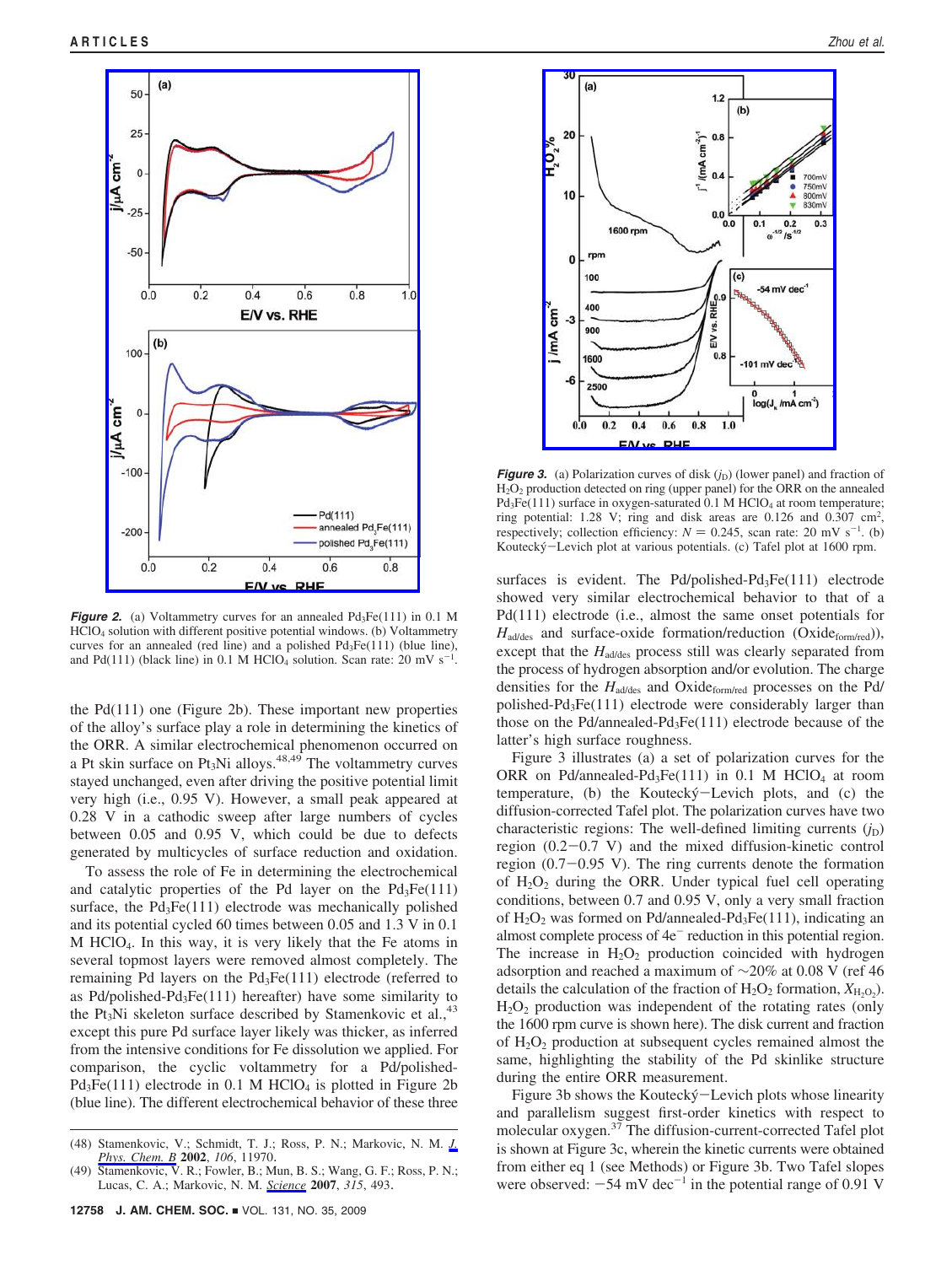**Figure 2.** (a) Voltammetry curves for an annealed $Pd_3Fe(111)$ in 0.1 M $HClO_4$ solution with different positive potential windows. (b) Voltammetry curves for an annealed (red line) and a polished $Pd_3Fe(111)$ (blue line), and Pd(111) (black line) in 0.1 M $HClO_4$ solution. Scan rate: 20 mV $s^{-1}$.

the Pd(111) one (Figure 2b). These important new properties of the alloy's surface play a role in determining the kinetics of the ORR. A similar electrochemical phenomenon occurred on a Pt skin surface on $Pt_3Ni$ alloys.[48,49] The voltammetry curves stayed unchanged, even after driving the positive potential limit very high (i.e., 0.95 V). However, a small peak appeared at 0.28 V in a cathodic sweep after large numbers of cycles between 0.05 and 0.95 V, which could be due to defects generated by multicycles of surface reduction and oxidation.

To assess the role of Fe in determining the electrochemical and catalytic properties of the Pd layer on the $Pd_3Fe(111)$ surface, the $Pd_3Fe(111)$ electrode was mechanically polished and its potential cycled 60 times between 0.05 and 1.3 V in 0.1 M $HClO_4$. In this way, it is very likely that the Fe atoms in several topmost layers were removed almost completely. The remaining Pd layers on the $Pd_3Fe(111)$ electrode (referred to as Pd/polished-$Pd_3Fe(111)$ hereafter) have some similarity to the $Pt_3Ni$ skeleton surface described by Stamenkovic et al.,[43] except this pure Pd surface layer likely was thicker, as inferred from the intensive conditions for Fe dissolution we applied. For comparison, the cyclic voltammetry for a Pd/polished-$Pd_3Fe(111)$ electrode in 0.1 M $HClO_4$ is plotted in Figure 2b (blue line). The different electrochemical behavior of these three surfaces is evident. The Pd/polished-$Pd_3Fe(111)$ electrode showed very similar electrochemical behavior to that of a Pd(111) electrode (i.e., almost the same onset potentials for $H_{ad/des}$ and surface-oxide formation/reduction ($Oxide_{form/red}$)), except that the $H_{ad/des}$ process still was clearly separated from the process of hydrogen absorption and/or evolution. The charge densities for the $H_{ad/des}$ and $Oxide_{form/red}$ processes on the Pd/polished-$Pd_3Fe(111)$ electrode were considerably larger than those on the Pd/annealed-$Pd_3Fe(111)$ electrode because of the latter's high surface roughness.

Figure 3 illustrates (a) a set of polarization curves for the ORR on Pd/annealed-$Pd_3Fe(111)$ in 0.1 M $HClO_4$ at room temperature, (b) the Koutecký−Levich plots, and (c) the diffusion-corrected Tafel plot. The polarization curves have two characteristic regions: The well-defined limiting currents ($j_D$) region (0.2−0.7 V) and the mixed diffusion-kinetic control region (0.7−0.95 V). The ring currents denote the formation of $H_2O_2$ during the ORR. Under typical fuel cell operating conditions, between 0.7 and 0.95 V, only a very small fraction of $H_2O_2$ was formed on Pd/annealed-$Pd_3Fe(111)$, indicating an almost complete process of 4$e^-$ reduction in this potential region. The increase in $H_2O_2$ production coincided with hydrogen adsorption and reached a maximum of ~20% at 0.08 V (ref 46 details the calculation of the fraction of $H_2O_2$ formation, $X_{H_2O_2}$). $H_2O_2$ production was independent of the rotating rates (only the 1600 rpm curve is shown here). The disk current and fraction of $H_2O_2$ production at subsequent cycles remained almost the same, highlighting the stability of the Pd skinlike structure during the entire ORR measurement.

**Figure 3.** (a) Polarization curves of disk ($j_D$) (lower panel) and fraction of $H_2O_2$ production detected on ring (upper panel) for the ORR on the annealed $Pd_3Fe(111)$ surface in oxygen-saturated 0.1 M $HClO_4$ at room temperature; ring potential: 1.28 V; ring and disk areas are 0.126 and 0.307 $cm^2$, respectively; collection efficiency: $N = 0.245$, scan rate: 20 mV $s^{-1}$. (b) Koutecký−Levich plot at various potentials. (c) Tafel plot at 1600 rpm.

Figure 3b shows the Koutecký−Levich plots whose linearity and parallelism suggest first-order kinetics with respect to molecular oxygen.[37] The diffusion-current-corrected Tafel plot is shown at Figure 3c, wherein the kinetic currents were obtained from either eq 1 (see Methods) or Figure 3b. Two Tafel slopes were observed: −54 mV $dec^{-1}$ in the potential range of 0.91 V

(48) Stamenkovic, V.; Schmidt, T. J.; Ross, P. N.; Markovic, N. M. *J. Phys. Chem. B* **2002**, *106*, 11970.

(49) Stamenkovic, V. R.; Fowler, B.; Mun, B. S.; Wang, G. F.; Ross, P. N.; Lucas, C. A.; Markovic, N. M. *Science* **2007**, *315*, 493.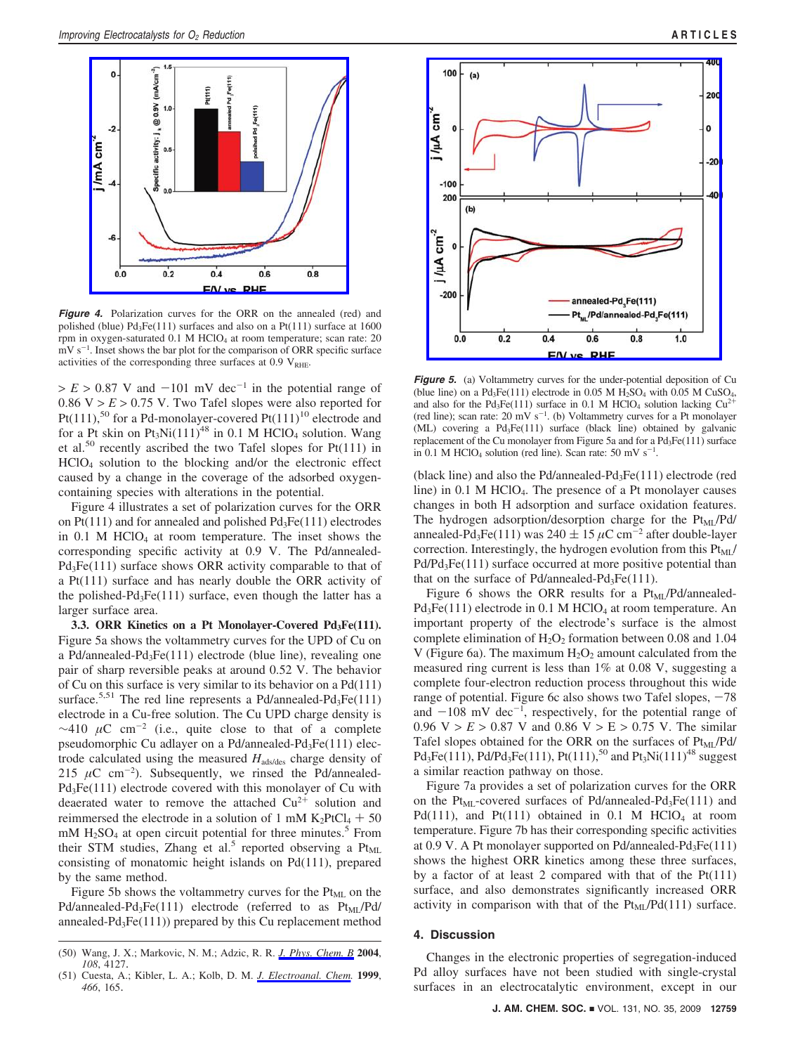**Figure 4.** Polarization curves for the ORR on the annealed (red) and polished (blue) $Pd_3Fe(111)$ surfaces and also on a Pt(111) surface at 1600 rpm in oxygen-saturated 0.1 M $HClO_4$ at room temperature; scan rate: 20 mV $s^{-1}$. Inset shows the bar plot for the comparison of ORR specific surface activities of the corresponding three surfaces at 0.9 $V_{RHE}$.

**Figure 5.** (a) Voltammetry curves for the under-potential deposition of Cu (blue line) on a $Pd_3Fe(111)$ electrode in 0.05 M $H_2SO_4$ with 0.05 M $CuSO_4$, and also for the $Pd_3Fe(111)$ surface in 0.1 M $HClO_4$ solution lacking $Cu^{2+}$ (red line); scan rate: 20 mV $s^{-1}$. (b) Voltammetry curves for a Pt monolayer (ML) covering a $Pd_3Fe(111)$ surface (black line) obtained by galvanic replacement of the Cu monolayer from Figure 5a and for a $Pd_3Fe(111)$ surface in 0.1 M $HClO_4$ solution (red line). Scan rate: 50 mV $s^{-1}$.

$> E > 0.87$ V and $-101$ mV $dec^{-1}$ in the potential range of 0.86 V $> E >$ 0.75 V. Two Tafel slopes were also reported for Pt(111),[50] for a Pd-monolayer-covered Pt(111)[10] electrode and for a Pt skin on $Pt_3Ni(111)$[48] in 0.1 M $HClO_4$ solution. Wang et al.[50] recently ascribed the two Tafel slopes for Pt(111) in $HClO_4$ solution to the blocking and/or the electronic effect caused by a change in the coverage of the adsorbed oxygen-containing species with alterations in the potential.

Figure 4 illustrates a set of polarization curves for the ORR on Pt(111) and for annealed and polished $Pd_3Fe(111)$ electrodes in 0.1 M $HClO_4$ at room temperature. The inset shows the corresponding specific activity at 0.9 V. The Pd/annealed-$Pd_3Fe(111)$ surface shows ORR activity comparable to that of a Pt(111) surface and has nearly double the ORR activity of the polished-$Pd_3Fe(111)$ surface, even though the latter has a larger surface area.

**3.3. ORR Kinetics on a Pt Monolayer-Covered $Pd_3Fe(111)$.** Figure 5a shows the voltammetry curves for the UPD of Cu on a Pd/annealed-$Pd_3Fe(111)$ electrode (blue line), revealing one pair of sharp reversible peaks at around 0.52 V. The behavior of Cu on this surface is very similar to its behavior on a Pd(111) surface.[5,51] The red line represents a Pd/annealed-$Pd_3Fe(111)$ electrode in a Cu-free solution. The Cu UPD charge density is ~410 $\mu$C $cm^{-2}$ (i.e., quite close to that of a complete pseudomorphic Cu adlayer on a Pd/annealed-$Pd_3Fe(111)$ electrode calculated using the measured $H_{ads/des}$ charge density of 215 $\mu$C $cm^{-2}$). Subsequently, we rinsed the Pd/annealed-$Pd_3Fe(111)$ electrode covered with this monolayer of Cu with deaerated water to remove the attached $Cu^{2+}$ solution and reimmersed the electrode in a solution of 1 mM $K_2PtCl_4$ + 50 mM $H_2SO_4$ at open circuit potential for three minutes.[5] From their STM studies, Zhang et al.[5] reported observing a $Pt_{ML}$ consisting of monatomic height islands on Pd(111), prepared by the same method.

Figure 5b shows the voltammetry curves for the $Pt_{ML}$ on the Pd/annealed-$Pd_3Fe(111)$ electrode (referred to as $Pt_{ML}$/Pd/annealed-$Pd_3Fe(111)$) prepared by this Cu replacement method (black line) and also the Pd/annealed-$Pd_3Fe(111)$ electrode (red line) in 0.1 M $HClO_4$. The presence of a Pt monolayer causes changes in both H adsorption and surface oxidation features. The hydrogen adsorption/desorption charge for the $Pt_{ML}$/Pd/annealed-$Pd_3Fe(111)$ was 240 ± 15 $\mu$C $cm^{-2}$ after double-layer correction. Interestingly, the hydrogen evolution from this $Pt_{ML}$/Pd/$Pd_3Fe(111)$ surface occurred at more positive potential than that on the surface of Pd/annealed-$Pd_3Fe(111)$.

Figure 6 shows the ORR results for a $Pt_{ML}$/Pd/annealed-$Pd_3Fe(111)$ electrode in 0.1 M $HClO_4$ at room temperature. An important property of the electrode's surface is the almost complete elimination of $H_2O_2$ formation between 0.08 and 1.04 V (Figure 6a). The maximum $H_2O_2$ amount calculated from the measured ring current is less than 1% at 0.08 V, suggesting a complete four-electron reduction process throughout this wide range of potential. Figure 6c also shows two Tafel slopes, $-78$ and $-108$ mV $dec^{-1}$, respectively, for the potential range of 0.96 V $> E >$ 0.87 V and 0.86 V $>$ E $>$ 0.75 V. The similar Tafel slopes obtained for the ORR on the surfaces of $Pt_{ML}$/Pd/$Pd_3Fe(111)$, Pd/$Pd_3Fe(111)$, Pt(111),[50] and $Pt_3Ni(111)$[48] suggest a similar reaction pathway on those.

Figure 7a provides a set of polarization curves for the ORR on the $Pt_{ML}$-covered surfaces of Pd/annealed-$Pd_3Fe(111)$ and Pd(111), and Pt(111) obtained in 0.1 M $HClO_4$ at room temperature. Figure 7b has their corresponding specific activities at 0.9 V. A Pt monolayer supported on Pd/annealed-$Pd_3Fe(111)$ shows the highest ORR kinetics among these three surfaces, by a factor of at least 2 compared with that of the Pt(111) surface, and also demonstrates significantly increased ORR activity in comparison with that of the $Pt_{ML}$/Pd(111) surface.

## 4. Discussion

Changes in the electronic properties of segregation-induced Pd alloy surfaces have not been studied with single-crystal surfaces in an electrocatalytic environment, except in our

(50) Wang, J. X.; Markovic, N. M.; Adzic, R. R. *J. Phys. Chem. B* **2004**, *108*, 4127.
(51) Cuesta, A.; Kibler, L. A.; Kolb, D. M. *J. Electroanal. Chem.* **1999**, *466*, 165.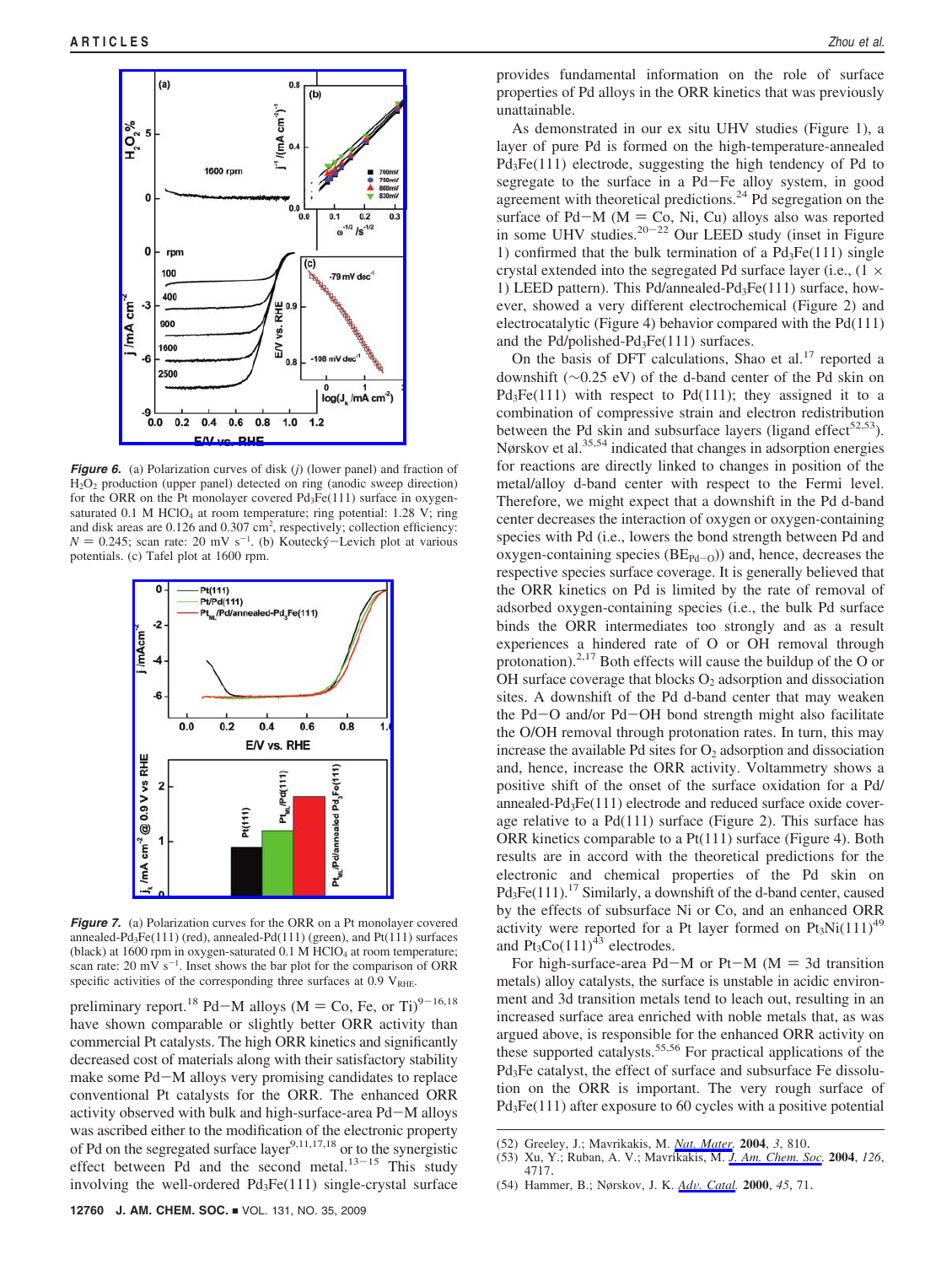**Figure 6.** (a) Polarization curves of disk ($j$) (lower panel) and fraction of $H_2O_2$ production (upper panel) detected on ring (anodic sweep direction) for the ORR on the Pt monolayer covered $Pd_3Fe(111)$ surface in oxygen-saturated 0.1 M $HClO_4$ at room temperature; ring potential: 1.28 V; ring and disk areas are 0.126 and 0.307 $cm^2$, respectively; collection efficiency: $N = 0.245$; scan rate: 20 mV $s^{-1}$. (b) Koutecký–Levich plot at various potentials. (c) Tafel plot at 1600 rpm.

**Figure 7.** (a) Polarization curves for the ORR on a Pt monolayer covered annealed-$Pd_3Fe(111)$ (red), annealed-Pd(111) (green), and Pt(111) surfaces (black) at 1600 rpm in oxygen-saturated 0.1 M $HClO_4$ at room temperature; scan rate: 20 mV $s^{-1}$. Inset shows the bar plot for the comparison of ORR specific activities of the corresponding three surfaces at 0.9 $V_{RHE}$.

preliminary report.[18] Pd–M alloys (M = Co, Fe, or Ti)[9–16,18] have shown comparable or slightly better ORR activity than commercial Pt catalysts. The high ORR kinetics and significantly decreased cost of materials along with their satisfactory stability make some Pd–M alloys very promising candidates to replace conventional Pt catalysts for the ORR. The enhanced ORR activity observed with bulk and high-surface-area Pd–M alloys was ascribed either to the modification of the electronic property of Pd on the segregated surface layer[9,11,17,18] or to the synergistic effect between Pd and the second metal.[13–15] This study involving the well-ordered $Pd_3Fe(111)$ single-crystal surface provides fundamental information on the role of surface properties of Pd alloys in the ORR kinetics that was previously unattainable.

As demonstrated in our ex situ UHV studies (Figure 1), a layer of pure Pd is formed on the high-temperature-annealed $Pd_3Fe(111)$ electrode, suggesting the high tendency of Pd to segregate to the surface in a Pd–Fe alloy system, in good agreement with theoretical predictions.[24] Pd segregation on the surface of Pd–M (M = Co, Ni, Cu) alloys also was reported in some UHV studies.[20–22] Our LEED study (inset in Figure 1) confirmed that the bulk termination of a $Pd_3Fe(111)$ single crystal extended into the segregated Pd surface layer (i.e., (1 × 1) LEED pattern). This Pd/annealed-$Pd_3Fe(111)$ surface, however, showed a very different electrochemical (Figure 2) and electrocatalytic (Figure 4) behavior compared with the Pd(111) and the Pd/polished-$Pd_3Fe(111)$ surfaces.

On the basis of DFT calculations, Shao et al.[17] reported a downshift (∼0.25 eV) of the d-band center of the Pd skin on $Pd_3Fe(111)$ with respect to Pd(111); they assigned it to a combination of compressive strain and electron redistribution between the Pd skin and subsurface layers (ligand effect[52,53]). Nørskov et al.[35,54] indicated that changes in adsorption energies for reactions are directly linked to changes in position of the metal/alloy d-band center with respect to the Fermi level. Therefore, we might expect that a downshift in the Pd d-band center decreases the interaction of oxygen or oxygen-containing species with Pd (i.e., lowers the bond strength between Pd and oxygen-containing species ($BE_{Pd-O}$)) and, hence, decreases the respective species surface coverage. It is generally believed that the ORR kinetics on Pd is limited by the rate of removal of adsorbed oxygen-containing species (i.e., the bulk Pd surface binds the ORR intermediates too strongly and as a result experiences a hindered rate of O or OH removal through protonation).[2,17] Both effects will cause the buildup of the O or OH surface coverage that blocks $O_2$ adsorption and dissociation sites. A downshift of the Pd d-band center that may weaken the Pd–O and/or Pd–OH bond strength might also facilitate the O/OH removal through protonation rates. In turn, this may increase the available Pd sites for $O_2$ adsorption and dissociation and, hence, increase the ORR activity. Voltammetry shows a positive shift of the onset of the surface oxidation for a Pd/annealed-$Pd_3Fe(111)$ electrode and reduced surface oxide coverage relative to a Pd(111) surface (Figure 2). This surface has ORR kinetics comparable to a Pt(111) surface (Figure 4). Both results are in accord with the theoretical predictions for the electronic and chemical properties of the Pd skin on $Pd_3Fe(111)$.[17] Similarly, a downshift of the d-band center, caused by the effects of subsurface Ni or Co, and an enhanced ORR activity were reported for a Pt layer formed on $Pt_3Ni(111)$[49] and $Pt_3Co(111)$[43] electrodes.

For high-surface-area Pd–M or Pt–M (M = 3d transition metals) alloy catalysts, the surface is unstable in acidic environment and 3d transition metals tend to leach out, resulting in an increased surface area enriched with noble metals that, as was argued above, is responsible for the enhanced ORR activity on these supported catalysts.[55,56] For practical applications of the $Pd_3Fe$ catalyst, the effect of surface and subsurface Fe dissolution on the ORR is important. The very rough surface of $Pd_3Fe(111)$ after exposure to 60 cycles with a positive potential

(52) Greeley, J.; Mavrikakis, M. *Nat. Mater.* **2004**, *3*, 810.
(53) Xu, Y.; Ruban, A. V.; Mavrikakis, M. *J. Am. Chem. Soc.* **2004**, *126*, 4717.
(54) Hammer, B.; Nørskov, J. K. *Adv. Catal.* **2000**, *45*, 71.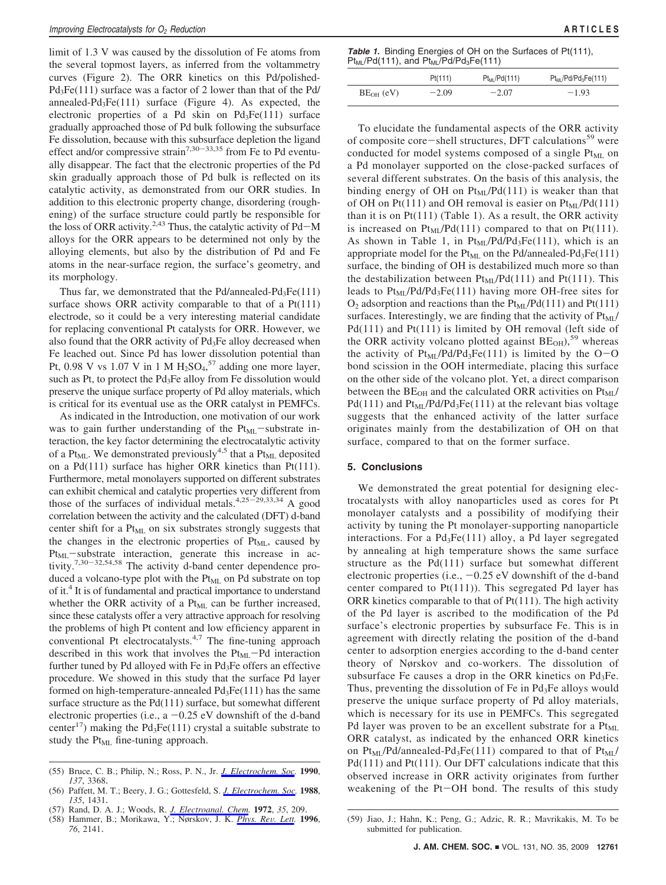limit of 1.3 V was caused by the dissolution of Fe atoms from the several topmost layers, as inferred from the voltammetry curves (Figure 2). The ORR kinetics on this Pd/polished-$Pd_3Fe(111)$ surface was a factor of 2 lower than that of the Pd/annealed-$Pd_3Fe(111)$ surface (Figure 4). As expected, the electronic properties of a Pd skin on $Pd_3Fe(111)$ surface gradually approached those of Pd bulk following the subsurface Fe dissolution, because with this subsurface depletion the ligand effect and/or compressive strain[7,30−33,35] from Fe to Pd eventually disappear. The fact that the electronic properties of the Pd skin gradually approach those of Pd bulk is reflected on its catalytic activity, as demonstrated from our ORR studies. In addition to this electronic property change, disordering (roughening) of the surface structure could partly be responsible for the loss of ORR activity.[2,43] Thus, the catalytic activity of Pd−M alloys for the ORR appears to be determined not only by the alloying elements, but also by the distribution of Pd and Fe atoms in the near-surface region, the surface's geometry, and its morphology.

Thus far, we demonstrated that the Pd/annealed-$Pd_3Fe(111)$ surface shows ORR activity comparable to that of a Pt(111) electrode, so it could be a very interesting material candidate for replacing conventional Pt catalysts for ORR. However, we also found that the ORR activity of $Pd_3Fe$ alloy decreased when Fe leached out. Since Pd has lower dissolution potential than Pt, 0.98 V vs 1.07 V in 1 M $H_2SO_4$,[57] adding one more layer, such as Pt, to protect the $Pd_3Fe$ alloy from Fe dissolution would preserve the unique surface property of Pd alloy materials, which is critical for its eventual use as the ORR catalyst in PEMFCs.

As indicated in the Introduction, one motivation of our work was to gain further understanding of the $Pt_{ML}$−substrate interaction, the key factor determining the electrocatalytic activity of a $Pt_{ML}$. We demonstrated previously[4,5] that a $Pt_{ML}$ deposited on a Pd(111) surface has higher ORR kinetics than Pt(111). Furthermore, metal monolayers supported on different substrates can exhibit chemical and catalytic properties very different from those of the surfaces of individual metals.[4,25−29,33,34] A good correlation between the activity and the calculated (DFT) d-band center shift for a $Pt_{ML}$ on six substrates strongly suggests that the changes in the electronic properties of $Pt_{ML}$, caused by $Pt_{ML}$−substrate interaction, generate this increase in activity.[7,30−32,54,58] The activity d-band center dependence produced a volcano-type plot with the $Pt_{ML}$ on Pd substrate on top of it.[4] It is of fundamental and practical importance to understand whether the ORR activity of a $Pt_{ML}$ can be further increased, since these catalysts offer a very attractive approach for resolving the problems of high Pt content and low efficiency apparent in conventional Pt electrocatalysts.[4,7] The fine-tuning approach described in this work that involves the $Pt_{ML}$−Pd interaction further tuned by Pd alloyed with Fe in $Pd_3Fe$ offers an effective procedure. We showed in this study that the surface Pd layer formed on high-temperature-annealed $Pd_3Fe(111)$ has the same surface structure as the Pd(111) surface, but somewhat different electronic properties (i.e., a −0.25 eV downshift of the d-band center[17]) making the $Pd_3Fe(111)$ crystal a suitable substrate to study the $Pt_{ML}$ fine-tuning approach.

**Table 1.** Binding Energies of OH on the Surfaces of Pt(111), $Pt_{ML}/Pd(111)$, and $Pt_{ML}/Pd/Pd_3Fe(111)$

| | Pt(111) | $Pt_{ML}/Pd(111)$ | $Pt_{ML}/Pd/Pd_3Fe(111)$ |
|---|---|---|---|
| $BE_{OH}$ (eV) | −2.09 | −2.07 | −1.93 |

To elucidate the fundamental aspects of the ORR activity of composite core−shell structures, DFT calculations[59] were conducted for model systems composed of a single $Pt_{ML}$ on a Pd monolayer supported on the close-packed surfaces of several different substrates. On the basis of this analysis, the binding energy of OH on $Pt_{ML}/Pd(111)$ is weaker than that of OH on Pt(111) and OH removal is easier on $Pt_{ML}/Pd(111)$ than it is on Pt(111) (Table 1). As a result, the ORR activity is increased on $Pt_{ML}/Pd(111)$ compared to that on Pt(111). As shown in Table 1, in $Pt_{ML}/Pd/Pd_3Fe(111)$, which is an appropriate model for the $Pt_{ML}$ on the Pd/annealed-$Pd_3Fe(111)$ surface, the binding of OH is destabilized much more so than the destabilization between $Pt_{ML}/Pd(111)$ and Pt(111). This leads to $Pt_{ML}/Pd/Pd_3Fe(111)$ having more OH-free sites for $O_2$ adsorption and reactions than the $Pt_{ML}/Pd(111)$ and Pt(111) surfaces. Interestingly, we are finding that the activity of $Pt_{ML}/Pd(111)$ and Pt(111) is limited by OH removal (left side of the ORR activity volcano plotted against $BE_{OH}$),[59] whereas the activity of $Pt_{ML}/Pd/Pd_3Fe(111)$ is limited by the O−O bond scission in the OOH intermediate, placing this surface on the other side of the volcano plot. Yet, a direct comparison between the $BE_{OH}$ and the calculated ORR activities on $Pt_{ML}/Pd(111)$ and $Pt_{ML}/Pd/Pd_3Fe(111)$ at the relevant bias voltage suggests that the enhanced activity of the latter surface originates mainly from the destabilization of OH on that surface, compared to that on the former surface.

## 5. Conclusions

We demonstrated the great potential for designing electrocatalysts with alloy nanoparticles used as cores for Pt monolayer catalysts and a possibility of modifying their activity by tuning the Pt monolayer-supporting nanoparticle interactions. For a $Pd_3Fe(111)$ alloy, a Pd layer segregated by annealing at high temperature shows the same surface structure as the Pd(111) surface but somewhat different electronic properties (i.e., −0.25 eV downshift of the d-band center compared to Pt(111)). This segregated Pd layer has ORR kinetics comparable to that of Pt(111). The high activity of the Pd layer is ascribed to the modification of the Pd surface's electronic properties by subsurface Fe. This is in agreement with directly relating the position of the d-band center to adsorption energies according to the d-band center theory of Nørskov and co-workers. The dissolution of subsurface Fe causes a drop in the ORR kinetics on $Pd_3Fe$. Thus, preventing the dissolution of Fe in $Pd_3Fe$ alloys would preserve the unique surface property of Pd alloy materials, which is necessary for its use in PEMFCs. This segregated Pd layer was proven to be an excellent substrate for a $Pt_{ML}$ ORR catalyst, as indicated by the enhanced ORR kinetics on $Pt_{ML}$/Pd/annealed-$Pd_3Fe(111)$ compared to that of $Pt_{ML}/Pd(111)$ and Pt(111). Our DFT calculations indicate that this observed increase in ORR activity originates from further weakening of the Pt−OH bond. The results of this study

(55) Bruce, C. B.; Philip, N.; Ross, P. N., Jr. *J. Electrochem. Soc.* **1990**, *137*, 3368.

(56) Paffett, M. T.; Beery, J. G.; Gottesfeld, S. *J. Electrochem. Soc.* **1988**, *135*, 1431.

(57) Rand, D. A. J.; Woods, R. *J. Electroanal. Chem.* **1972**, *35*, 209.

(58) Hammer, B.; Morikawa, Y.; Nørskov, J. K. *Phys. Rev. Lett.* **1996**, *76*, 2141.

(59) Jiao, J.; Hahn, K.; Peng, G.; Adzic, R. R.; Mavrikakis, M. To be submitted for publication.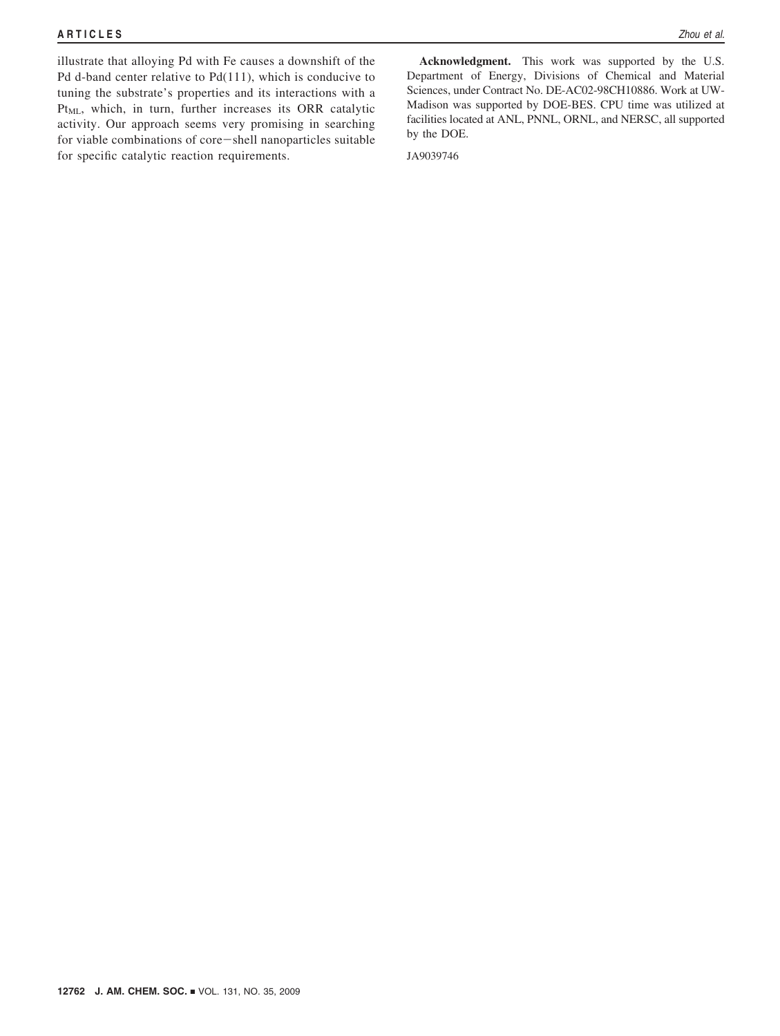illustrate that alloying Pd with Fe causes a downshift of the Pd d-band center relative to Pd(111), which is conducive to tuning the substrate's properties and its interactions with a $Pt_{ML}$, which, in turn, further increases its ORR catalytic activity. Our approach seems very promising in searching for viable combinations of core–shell nanoparticles suitable for specific catalytic reaction requirements.

**Acknowledgment.** This work was supported by the U.S. Department of Energy, Divisions of Chemical and Material Sciences, under Contract No. DE-AC02-98CH10886. Work at UW-Madison was supported by DOE-BES. CPU time was utilized at facilities located at ANL, PNNL, ORNL, and NERSC, all supported by the DOE.

JA9039746